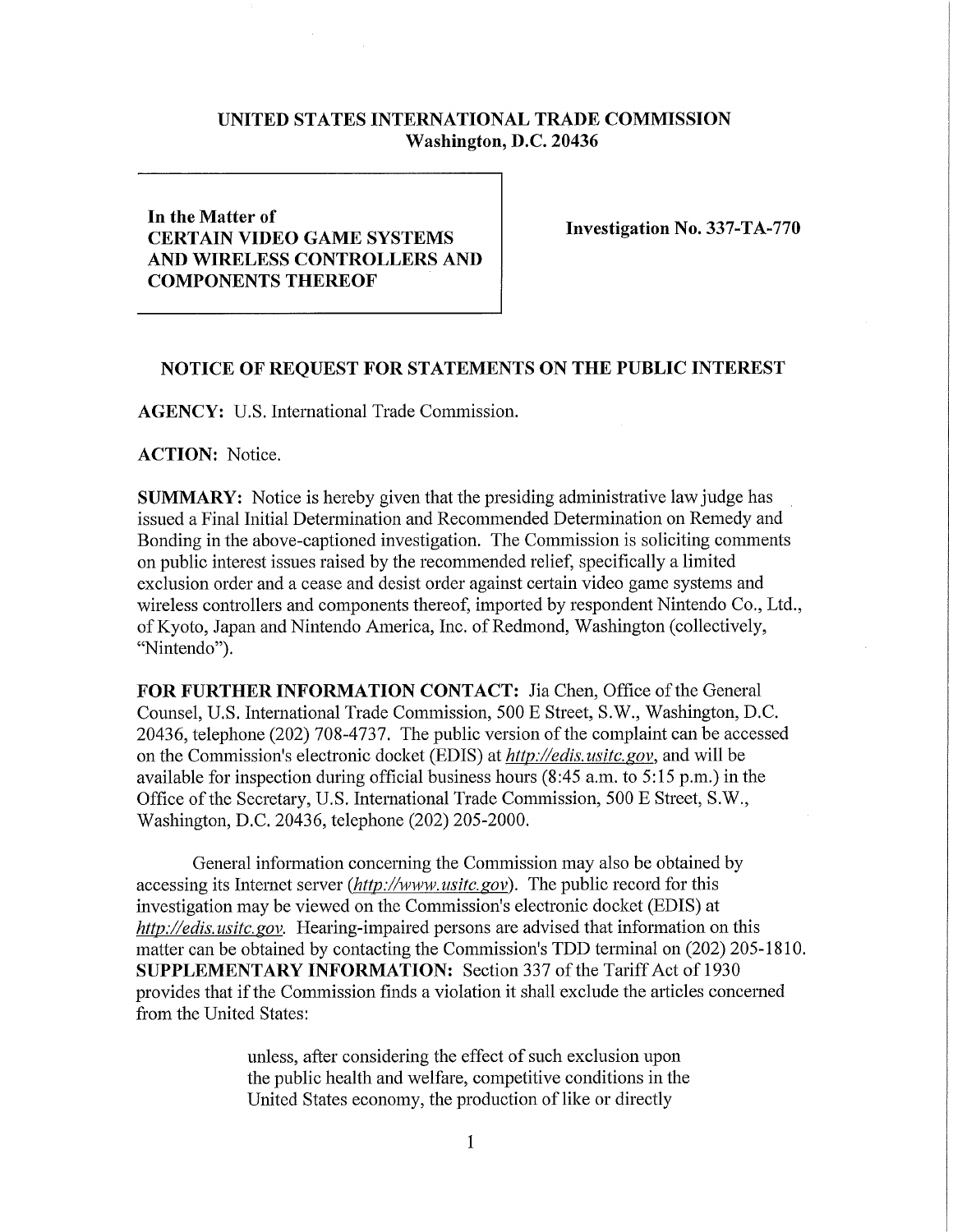**UNITED STATES INTERNATIONAL TRADE COMMISSION**
**Washington, D.C. 20436**

**In the Matter of**
**CERTAIN VIDEO GAME SYSTEMS AND WIRELESS CONTROLLERS AND COMPONENTS THEREOF**

**Investigation No. 337-TA-770**

## NOTICE OF REQUEST FOR STATEMENTS ON THE PUBLIC INTEREST

**AGENCY:** U.S. International Trade Commission.

**ACTION:** Notice.

**SUMMARY:** Notice is hereby given that the presiding administrative law judge has issued a Final Initial Determination and Recommended Determination on Remedy and Bonding in the above-captioned investigation. The Commission is soliciting comments on public interest issues raised by the recommended relief, specifically a limited exclusion order and a cease and desist order against certain video game systems and wireless controllers and components thereof, imported by respondent Nintendo Co., Ltd., of Kyoto, Japan and Nintendo America, Inc. of Redmond, Washington (collectively, "Nintendo").

**FOR FURTHER INFORMATION CONTACT:** Jia Chen, Office of the General Counsel, U.S. International Trade Commission, 500 E Street, S.W., Washington, D.C. 20436, telephone (202) 708-4737. The public version of the complaint can be accessed on the Commission's electronic docket (EDIS) at *http://edis.usitc.gov*, and will be available for inspection during official business hours (8:45 a.m. to 5:15 p.m.) in the Office of the Secretary, U.S. International Trade Commission, 500 E Street, S.W., Washington, D.C. 20436, telephone (202) 205-2000.

General information concerning the Commission may also be obtained by accessing its Internet server (*http://www.usitc.gov*). The public record for this investigation may be viewed on the Commission's electronic docket (EDIS) at *http://edis.usitc.gov.* Hearing-impaired persons are advised that information on this matter can be obtained by contacting the Commission's TDD terminal on (202) 205-1810.

**SUPPLEMENTARY INFORMATION:** Section 337 of the Tariff Act of 1930 provides that if the Commission finds a violation it shall exclude the articles concerned from the United States:

> unless, after considering the effect of such exclusion upon the public health and welfare, competitive conditions in the United States economy, the production of like or directly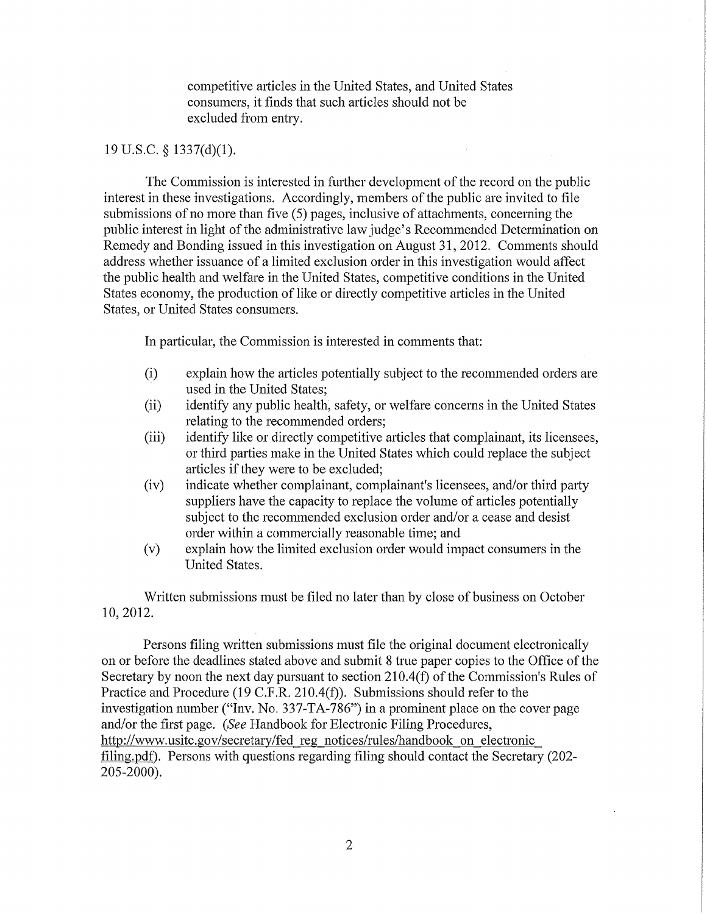competitive articles in the United States, and United States consumers, it finds that such articles should not be excluded from entry.

19 U.S.C. § 1337(d)(1).

The Commission is interested in further development of the record on the public interest in these investigations. Accordingly, members of the public are invited to file submissions of no more than five (5) pages, inclusive of attachments, concerning the public interest in light of the administrative law judge's Recommended Determination on Remedy and Bonding issued in this investigation on August 31, 2012. Comments should address whether issuance of a limited exclusion order in this investigation would affect the public health and welfare in the United States, competitive conditions in the United States economy, the production of like or directly competitive articles in the United States, or United States consumers.

In particular, the Commission is interested in comments that:

(i) explain how the articles potentially subject to the recommended orders are used in the United States;

(ii) identify any public health, safety, or welfare concerns in the United States relating to the recommended orders;

(iii) identify like or directly competitive articles that complainant, its licensees, or third parties make in the United States which could replace the subject articles if they were to be excluded;

(iv) indicate whether complainant, complainant's licensees, and/or third party suppliers have the capacity to replace the volume of articles potentially subject to the recommended exclusion order and/or a cease and desist order within a commercially reasonable time; and

(v) explain how the limited exclusion order would impact consumers in the United States.

Written submissions must be filed no later than by close of business on October 10, 2012.

Persons filing written submissions must file the original document electronically on or before the deadlines stated above and submit 8 true paper copies to the Office of the Secretary by noon the next day pursuant to section 210.4(f) of the Commission's Rules of Practice and Procedure (19 C.F.R. 210.4(f)). Submissions should refer to the investigation number ("Inv. No. 337-TA-786") in a prominent place on the cover page and/or the first page. (*See* Handbook for Electronic Filing Procedures, http://www.usitc.gov/secretary/fed_reg_notices/rules/handbook_on_electronic_filing.pdf). Persons with questions regarding filing should contact the Secretary (202-205-2000).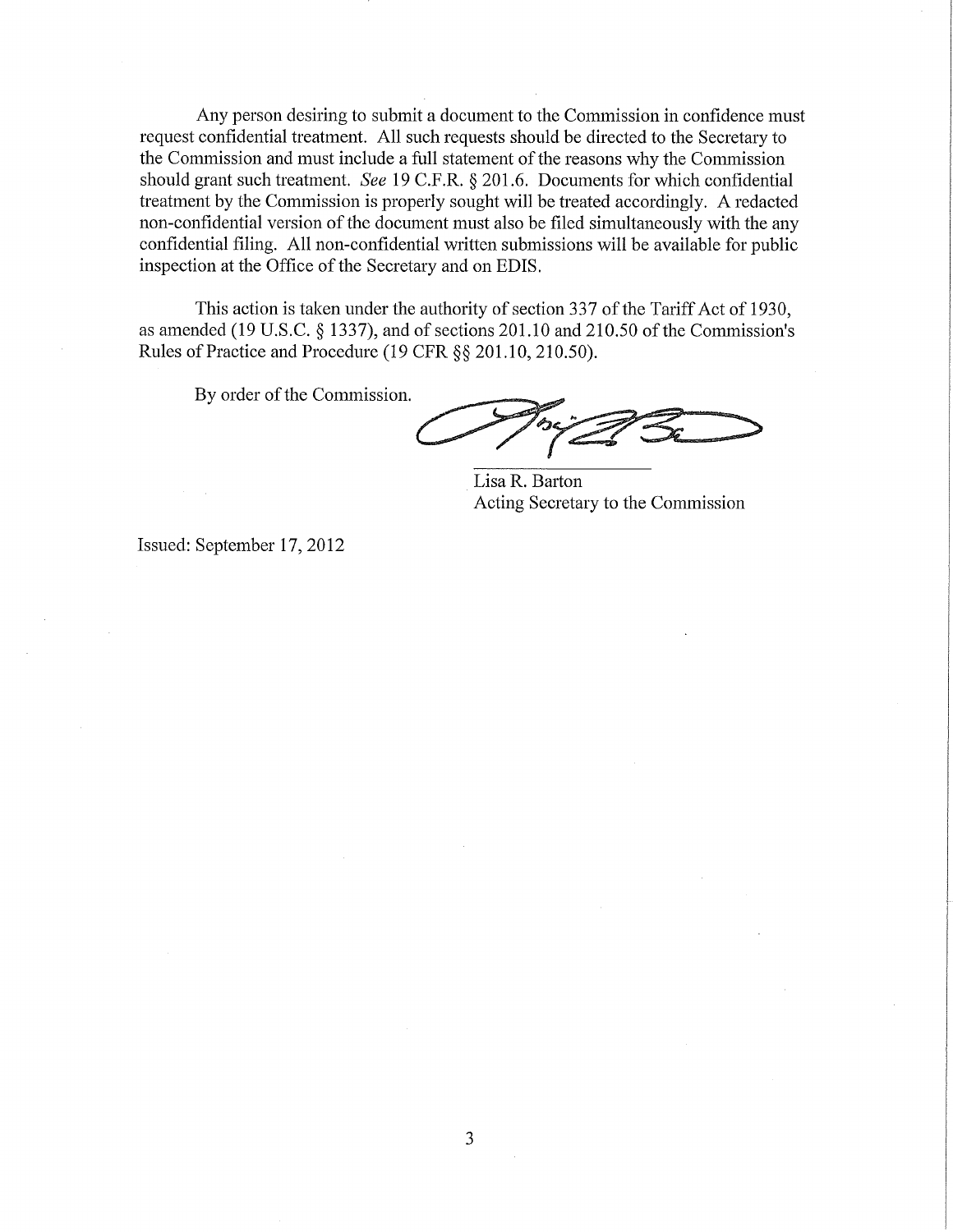Any person desiring to submit a document to the Commission in confidence must request confidential treatment. All such requests should be directed to the Secretary to the Commission and must include a full statement of the reasons why the Commission should grant such treatment. *See* 19 C.F.R. § 201.6. Documents for which confidential treatment by the Commission is properly sought will be treated accordingly. A redacted non-confidential version of the document must also be filed simultaneously with the any confidential filing. All non-confidential written submissions will be available for public inspection at the Office of the Secretary and on EDIS.

This action is taken under the authority of section 337 of the Tariff Act of 1930, as amended (19 U.S.C. § 1337), and of sections 201.10 and 210.50 of the Commission's Rules of Practice and Procedure (19 CFR §§ 201.10, 210.50).

By order of the Commission.

Lisa R. Barton
Acting Secretary to the Commission

Issued: September 17, 2012